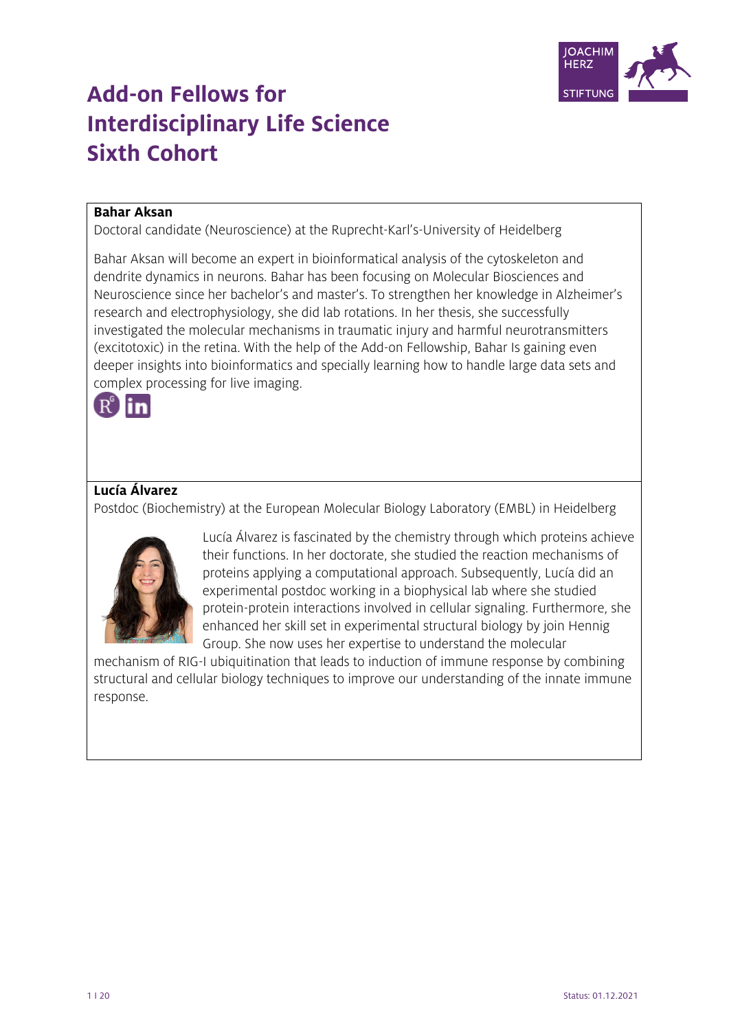# Add-on Fellows for Interdisciplinary Life Science Sixth Cohort

**Bahar Aksan**

Doctoral candidate (Neuroscience) at the Ruprecht-Karl's-University of Heidelberg

Bahar Aksan will become an expert in bioinformatical analysis of the cytoskeleton and dendrite dynamics in neurons. Bahar has been focusing on Molecular Biosciences and Neuroscience since her bachelor's and master's. To strengthen her knowledge in Alzheimer's research and electrophysiology, she did lab rotations. In her thesis, she successfully investigated the molecular mechanisms in traumatic injury and harmful neurotransmitters (excitotoxic) in the retina. With the help of the Add-on Fellowship, Bahar Is gaining even deeper insights into bioinformatics and specially learning how to handle large data sets and complex processing for live imaging.

**Lucía Álvarez**

Postdoc (Biochemistry) at the European Molecular Biology Laboratory (EMBL) in Heidelberg

Lucía Álvarez is fascinated by the chemistry through which proteins achieve their functions. In her doctorate, she studied the reaction mechanisms of proteins applying a computational approach. Subsequently, Lucía did an experimental postdoc working in a biophysical lab where she studied protein-protein interactions involved in cellular signaling. Furthermore, she enhanced her skill set in experimental structural biology by join Hennig Group. She now uses her expertise to understand the molecular mechanism of RIG-I ubiquitination that leads to induction of immune response by combining structural and cellular biology techniques to improve our understanding of the innate immune response.

Status: 01.12.2021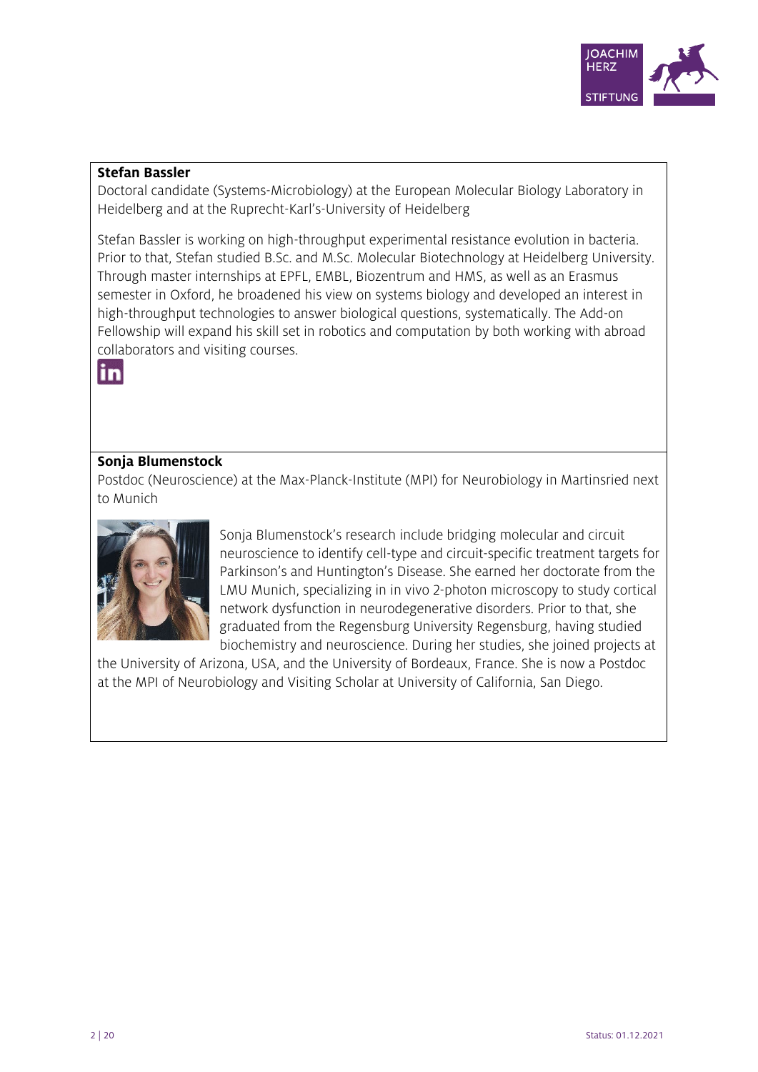**Stefan Bassler**

Doctoral candidate (Systems-Microbiology) at the European Molecular Biology Laboratory in Heidelberg and at the Ruprecht-Karl's-University of Heidelberg

Stefan Bassler is working on high-throughput experimental resistance evolution in bacteria. Prior to that, Stefan studied B.Sc. and M.Sc. Molecular Biotechnology at Heidelberg University. Through master internships at EPFL, EMBL, Biozentrum and HMS, as well as an Erasmus semester in Oxford, he broadened his view on systems biology and developed an interest in high-throughput technologies to answer biological questions, systematically. The Add-on Fellowship will expand his skill set in robotics and computation by both working with abroad collaborators and visiting courses.

**Sonja Blumenstock**

Postdoc (Neuroscience) at the Max-Planck-Institute (MPI) for Neurobiology in Martinsried next to Munich

Sonja Blumenstock's research include bridging molecular and circuit neuroscience to identify cell-type and circuit-specific treatment targets for Parkinson's and Huntington's Disease. She earned her doctorate from the LMU Munich, specializing in in vivo 2-photon microscopy to study cortical network dysfunction in neurodegenerative disorders. Prior to that, she graduated from the Regensburg University Regensburg, having studied biochemistry and neuroscience. During her studies, she joined projects at the University of Arizona, USA, and the University of Bordeaux, France. She is now a Postdoc at the MPI of Neurobiology and Visiting Scholar at University of California, San Diego.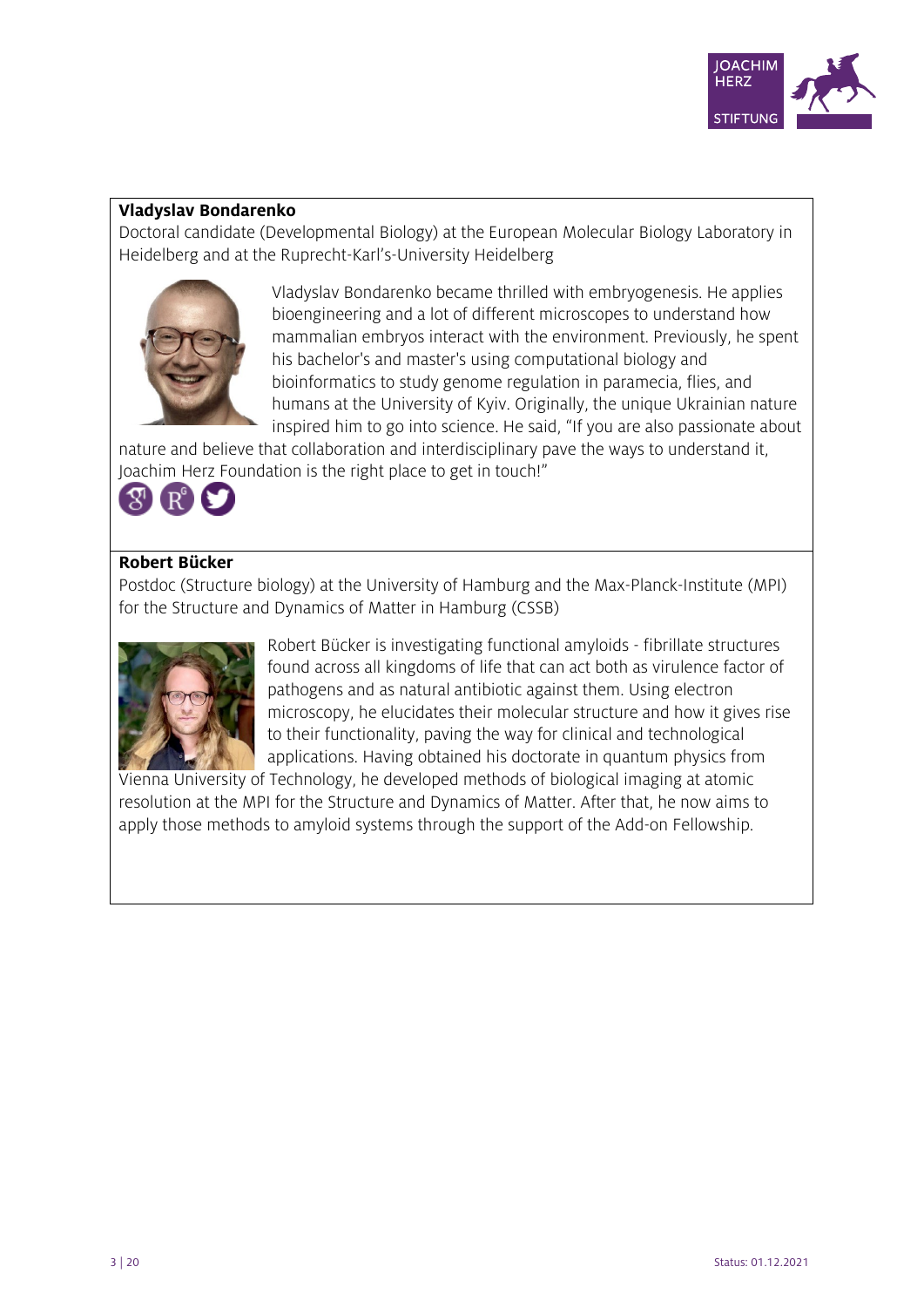**Vladyslav Bondarenko**

Doctoral candidate (Developmental Biology) at the European Molecular Biology Laboratory in Heidelberg and at the Ruprecht-Karl's-University Heidelberg

Vladyslav Bondarenko became thrilled with embryogenesis. He applies bioengineering and a lot of different microscopes to understand how mammalian embryos interact with the environment. Previously, he spent his bachelor's and master's using computational biology and bioinformatics to study genome regulation in paramecia, flies, and humans at the University of Kyiv. Originally, the unique Ukrainian nature inspired him to go into science. He said, "If you are also passionate about nature and believe that collaboration and interdisciplinary pave the ways to understand it, Joachim Herz Foundation is the right place to get in touch!"

**Robert Bücker**

Postdoc (Structure biology) at the University of Hamburg and the Max-Planck-Institute (MPI) for the Structure and Dynamics of Matter in Hamburg (CSSB)

Robert Bücker is investigating functional amyloids - fibrillate structures found across all kingdoms of life that can act both as virulence factor of pathogens and as natural antibiotic against them. Using electron microscopy, he elucidates their molecular structure and how it gives rise to their functionality, paving the way for clinical and technological applications. Having obtained his doctorate in quantum physics from Vienna University of Technology, he developed methods of biological imaging at atomic resolution at the MPI for the Structure and Dynamics of Matter. After that, he now aims to apply those methods to amyloid systems through the support of the Add-on Fellowship.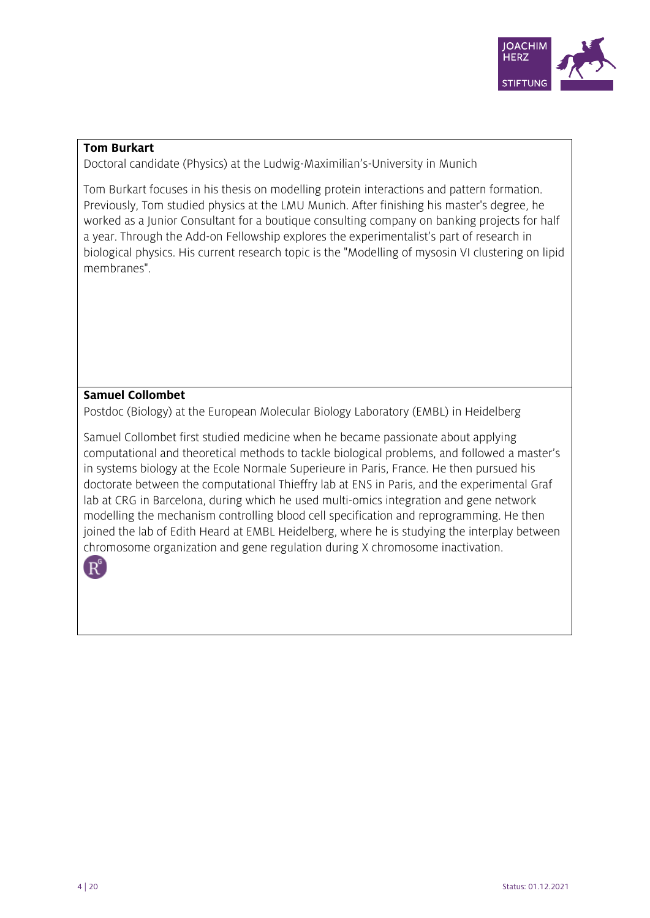**Tom Burkart**

Doctoral candidate (Physics) at the Ludwig-Maximilian's-University in Munich

Tom Burkart focuses in his thesis on modelling protein interactions and pattern formation. Previously, Tom studied physics at the LMU Munich. After finishing his master's degree, he worked as a Junior Consultant for a boutique consulting company on banking projects for half a year. Through the Add-on Fellowship explores the experimentalist's part of research in biological physics. His current research topic is the "Modelling of mysosin VI clustering on lipid membranes".

**Samuel Collombet**

Postdoc (Biology) at the European Molecular Biology Laboratory (EMBL) in Heidelberg

Samuel Collombet first studied medicine when he became passionate about applying computational and theoretical methods to tackle biological problems, and followed a master's in systems biology at the Ecole Normale Superieure in Paris, France. He then pursued his doctorate between the computational Thieffry lab at ENS in Paris, and the experimental Graf lab at CRG in Barcelona, during which he used multi-omics integration and gene network modelling the mechanism controlling blood cell specification and reprogramming. He then joined the lab of Edith Heard at EMBL Heidelberg, where he is studying the interplay between chromosome organization and gene regulation during X chromosome inactivation.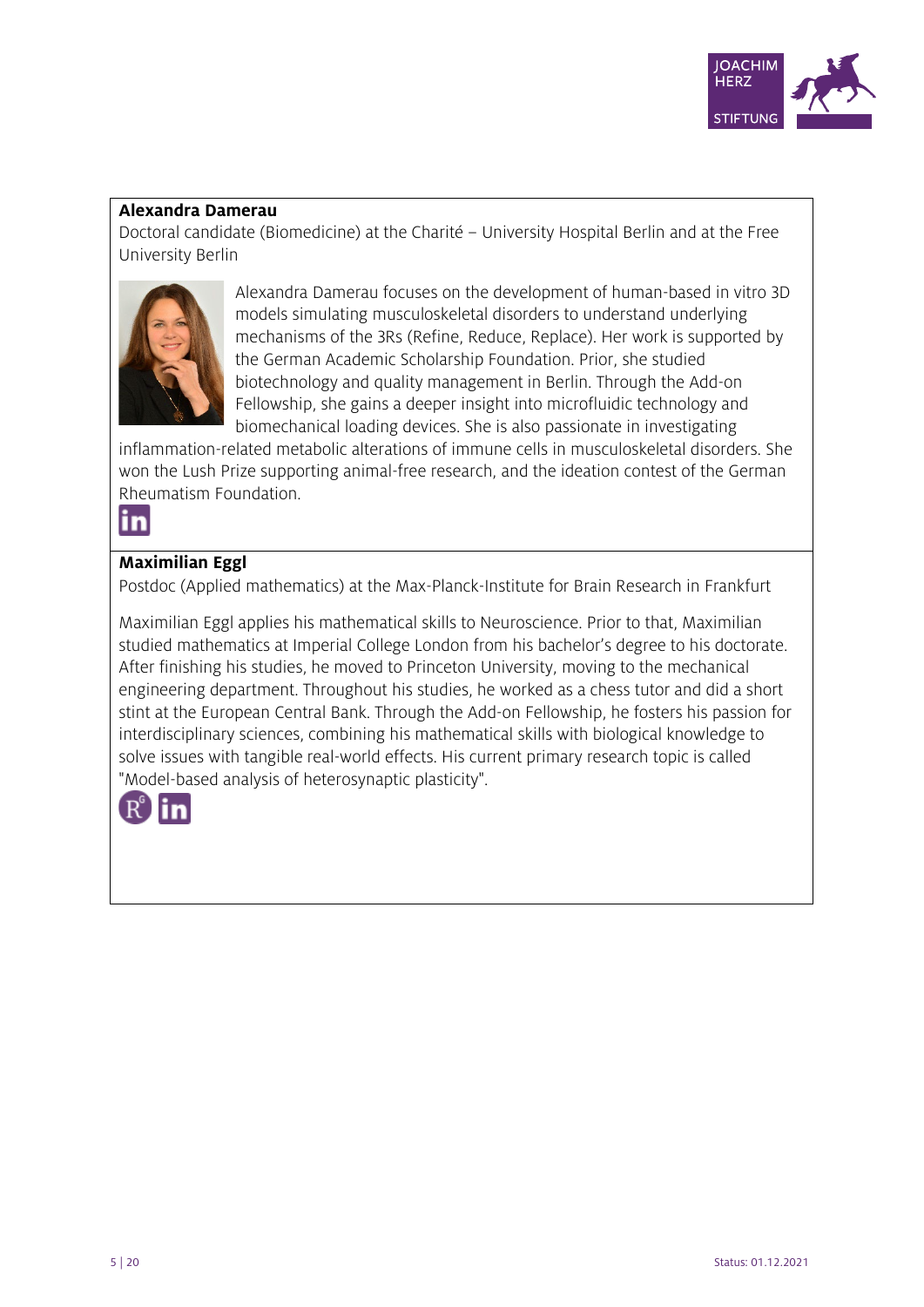**Alexandra Damerau**

Doctoral candidate (Biomedicine) at the Charité – University Hospital Berlin and at the Free University Berlin

Alexandra Damerau focuses on the development of human-based in vitro 3D models simulating musculoskeletal disorders to understand underlying mechanisms of the 3Rs (Refine, Reduce, Replace). Her work is supported by the German Academic Scholarship Foundation. Prior, she studied biotechnology and quality management in Berlin. Through the Add-on Fellowship, she gains a deeper insight into microfluidic technology and biomechanical loading devices. She is also passionate in investigating inflammation-related metabolic alterations of immune cells in musculoskeletal disorders. She won the Lush Prize supporting animal-free research, and the ideation contest of the German Rheumatism Foundation.

**Maximilian Eggl**

Postdoc (Applied mathematics) at the Max-Planck-Institute for Brain Research in Frankfurt

Maximilian Eggl applies his mathematical skills to Neuroscience. Prior to that, Maximilian studied mathematics at Imperial College London from his bachelor's degree to his doctorate. After finishing his studies, he moved to Princeton University, moving to the mechanical engineering department. Throughout his studies, he worked as a chess tutor and did a short stint at the European Central Bank. Through the Add-on Fellowship, he fosters his passion for interdisciplinary sciences, combining his mathematical skills with biological knowledge to solve issues with tangible real-world effects. His current primary research topic is called "Model-based analysis of heterosynaptic plasticity".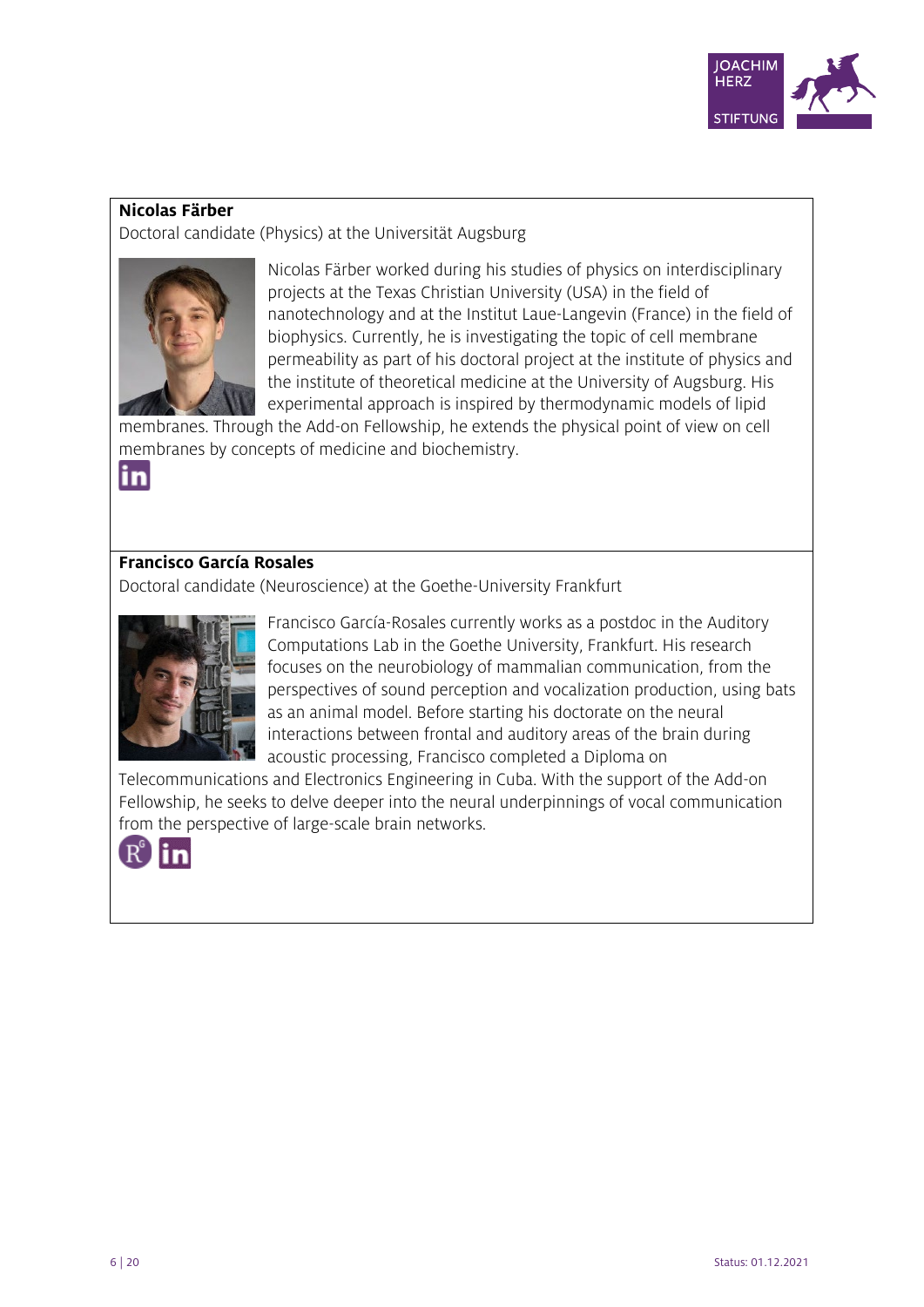**Nicolas Färber**

Doctoral candidate (Physics) at the Universität Augsburg

Nicolas Färber worked during his studies of physics on interdisciplinary projects at the Texas Christian University (USA) in the field of nanotechnology and at the Institut Laue-Langevin (France) in the field of biophysics. Currently, he is investigating the topic of cell membrane permeability as part of his doctoral project at the institute of physics and the institute of theoretical medicine at the University of Augsburg. His experimental approach is inspired by thermodynamic models of lipid membranes. Through the Add-on Fellowship, he extends the physical point of view on cell membranes by concepts of medicine and biochemistry.

**Francisco García Rosales**

Doctoral candidate (Neuroscience) at the Goethe-University Frankfurt

Francisco García-Rosales currently works as a postdoc in the Auditory Computations Lab in the Goethe University, Frankfurt. His research focuses on the neurobiology of mammalian communication, from the perspectives of sound perception and vocalization production, using bats as an animal model. Before starting his doctorate on the neural interactions between frontal and auditory areas of the brain during acoustic processing, Francisco completed a Diploma on Telecommunications and Electronics Engineering in Cuba. With the support of the Add-on Fellowship, he seeks to delve deeper into the neural underpinnings of vocal communication from the perspective of large-scale brain networks.

Status: 01.12.2021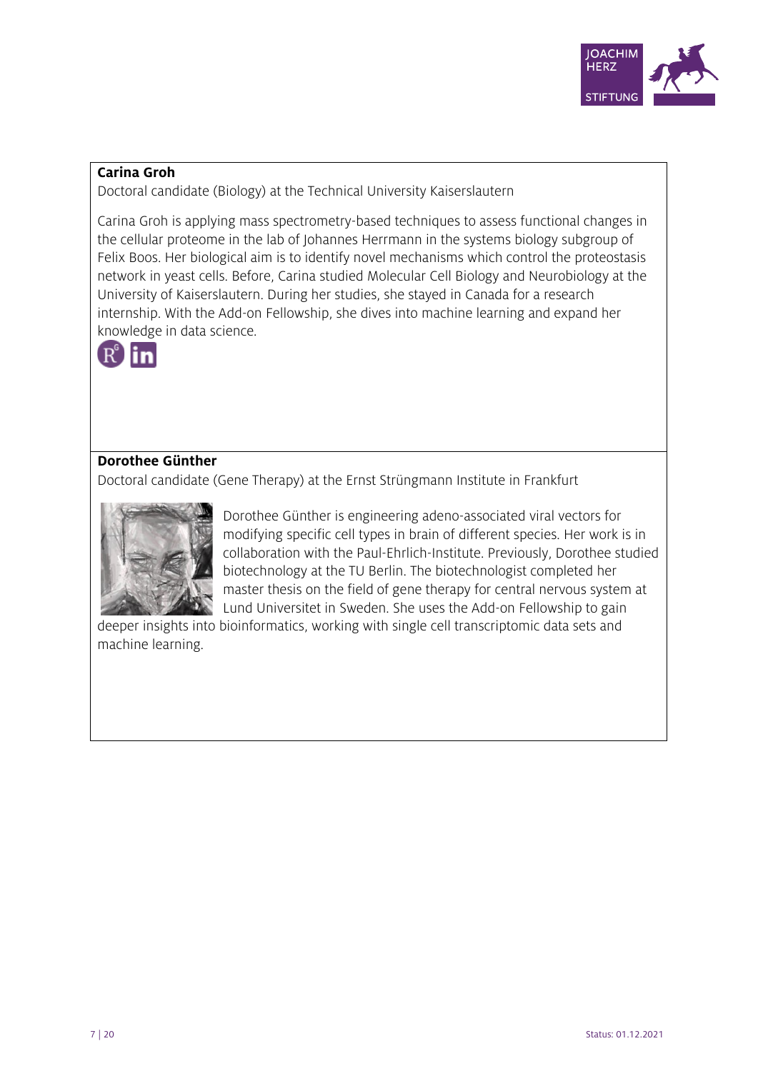**Carina Groh**

Doctoral candidate (Biology) at the Technical University Kaiserslautern

Carina Groh is applying mass spectrometry-based techniques to assess functional changes in the cellular proteome in the lab of Johannes Herrmann in the systems biology subgroup of Felix Boos. Her biological aim is to identify novel mechanisms which control the proteostasis network in yeast cells. Before, Carina studied Molecular Cell Biology and Neurobiology at the University of Kaiserslautern. During her studies, she stayed in Canada for a research internship. With the Add-on Fellowship, she dives into machine learning and expand her knowledge in data science.

**Dorothee Günther**

Doctoral candidate (Gene Therapy) at the Ernst Strüngmann Institute in Frankfurt

Dorothee Günther is engineering adeno-associated viral vectors for modifying specific cell types in brain of different species. Her work is in collaboration with the Paul-Ehrlich-Institute. Previously, Dorothee studied biotechnology at the TU Berlin. The biotechnologist completed her master thesis on the field of gene therapy for central nervous system at Lund Universitet in Sweden. She uses the Add-on Fellowship to gain deeper insights into bioinformatics, working with single cell transcriptomic data sets and machine learning.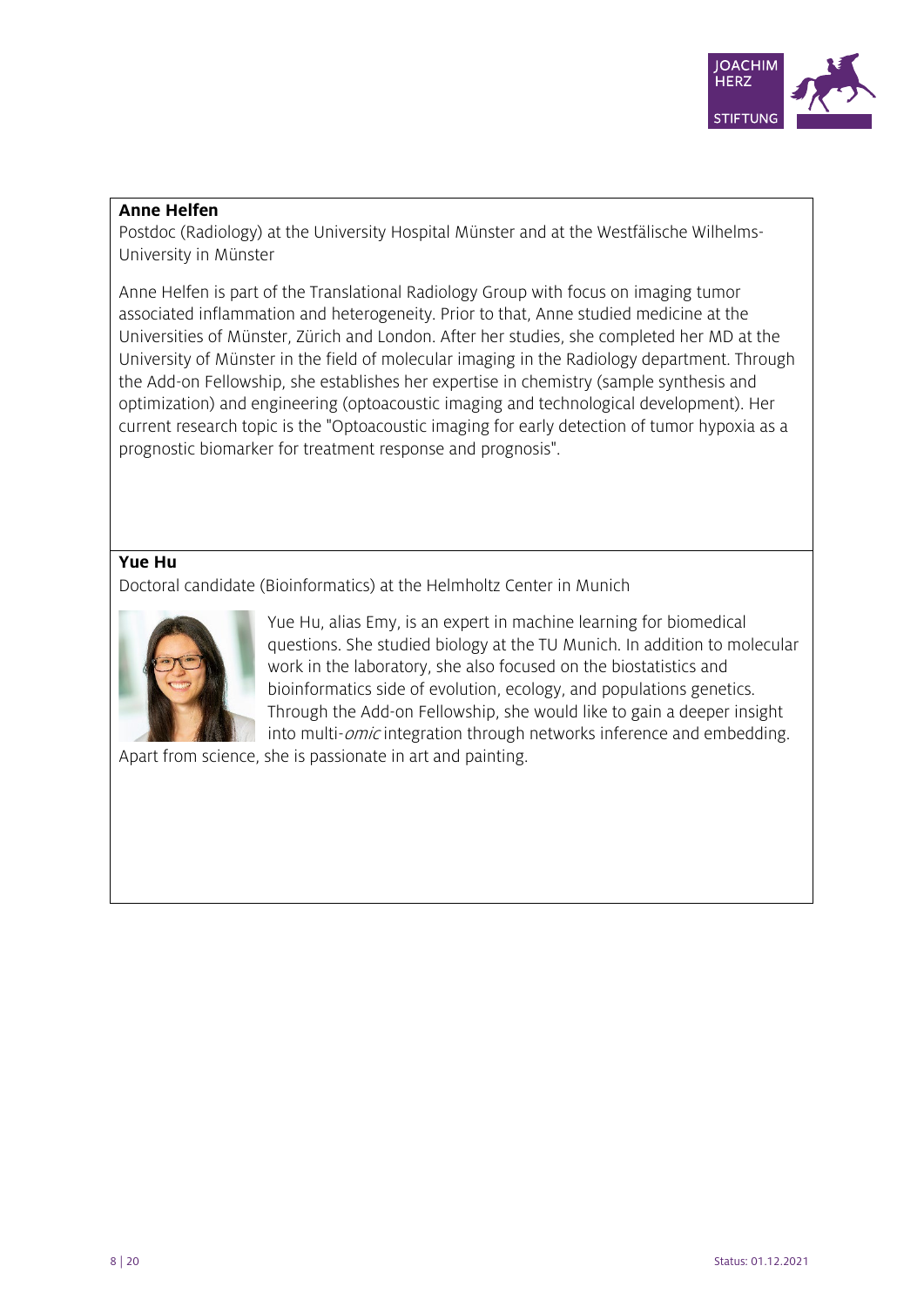**Anne Helfen**

Postdoc (Radiology) at the University Hospital Münster and at the Westfälische Wilhelms-University in Münster

Anne Helfen is part of the Translational Radiology Group with focus on imaging tumor associated inflammation and heterogeneity. Prior to that, Anne studied medicine at the Universities of Münster, Zürich and London. After her studies, she completed her MD at the University of Münster in the field of molecular imaging in the Radiology department. Through the Add-on Fellowship, she establishes her expertise in chemistry (sample synthesis and optimization) and engineering (optoacoustic imaging and technological development). Her current research topic is the "Optoacoustic imaging for early detection of tumor hypoxia as a prognostic biomarker for treatment response and prognosis".

**Yue Hu**

Doctoral candidate (Bioinformatics) at the Helmholtz Center in Munich

Yue Hu, alias Emy, is an expert in machine learning for biomedical questions. She studied biology at the TU Munich. In addition to molecular work in the laboratory, she also focused on the biostatistics and bioinformatics side of evolution, ecology, and populations genetics. Through the Add-on Fellowship, she would like to gain a deeper insight into multi-*omic* integration through networks inference and embedding. Apart from science, she is passionate in art and painting.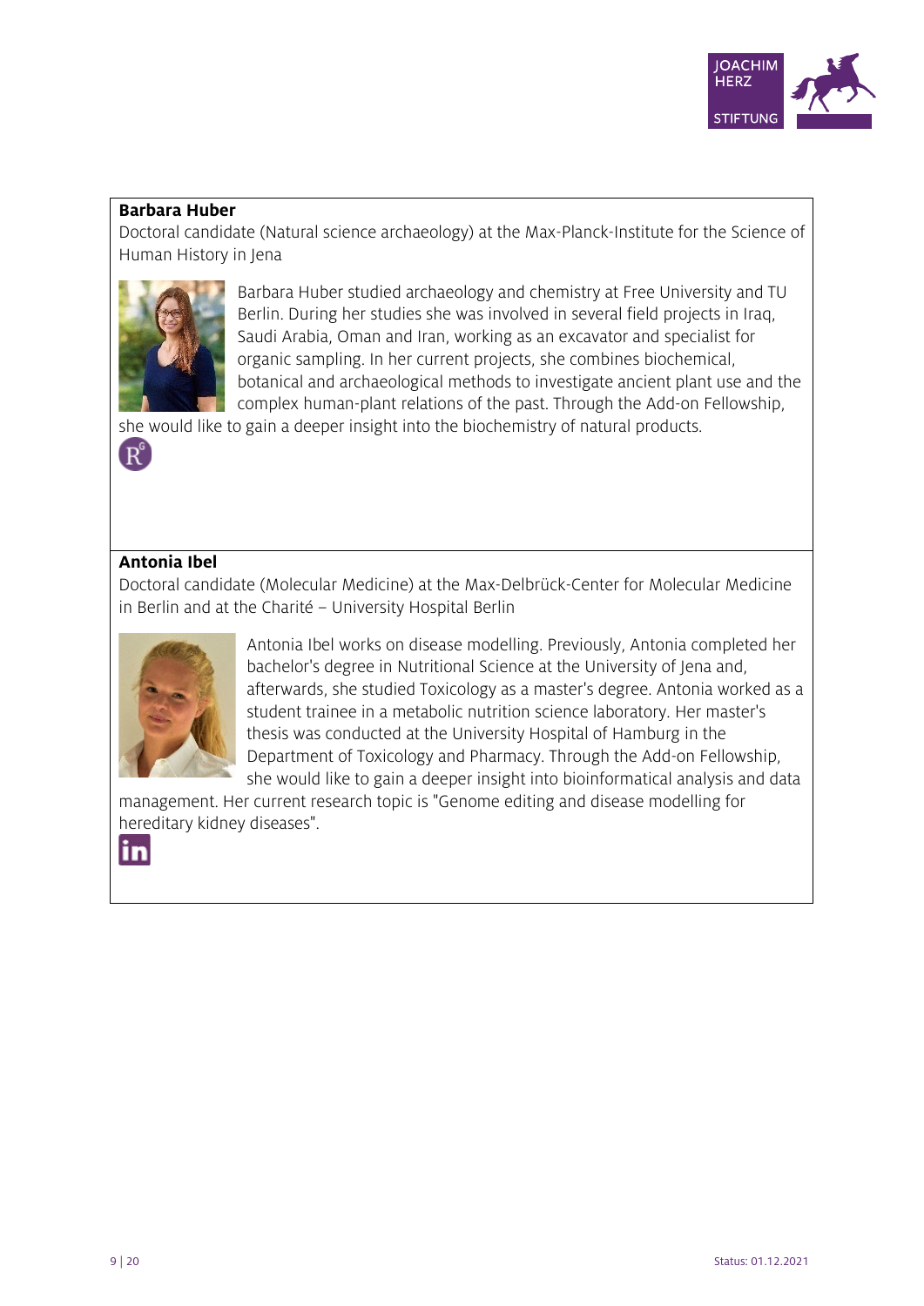**Barbara Huber**

Doctoral candidate (Natural science archaeology) at the Max-Planck-Institute for the Science of Human History in Jena

Barbara Huber studied archaeology and chemistry at Free University and TU Berlin. During her studies she was involved in several field projects in Iraq, Saudi Arabia, Oman and Iran, working as an excavator and specialist for organic sampling. In her current projects, she combines biochemical, botanical and archaeological methods to investigate ancient plant use and the complex human-plant relations of the past. Through the Add-on Fellowship, she would like to gain a deeper insight into the biochemistry of natural products.

**Antonia Ibel**

Doctoral candidate (Molecular Medicine) at the Max-Delbrück-Center for Molecular Medicine in Berlin and at the Charité – University Hospital Berlin

Antonia Ibel works on disease modelling. Previously, Antonia completed her bachelor's degree in Nutritional Science at the University of Jena and, afterwards, she studied Toxicology as a master's degree. Antonia worked as a student trainee in a metabolic nutrition science laboratory. Her master's thesis was conducted at the University Hospital of Hamburg in the Department of Toxicology and Pharmacy. Through the Add-on Fellowship, she would like to gain a deeper insight into bioinformatical analysis and data management. Her current research topic is "Genome editing and disease modelling for hereditary kidney diseases".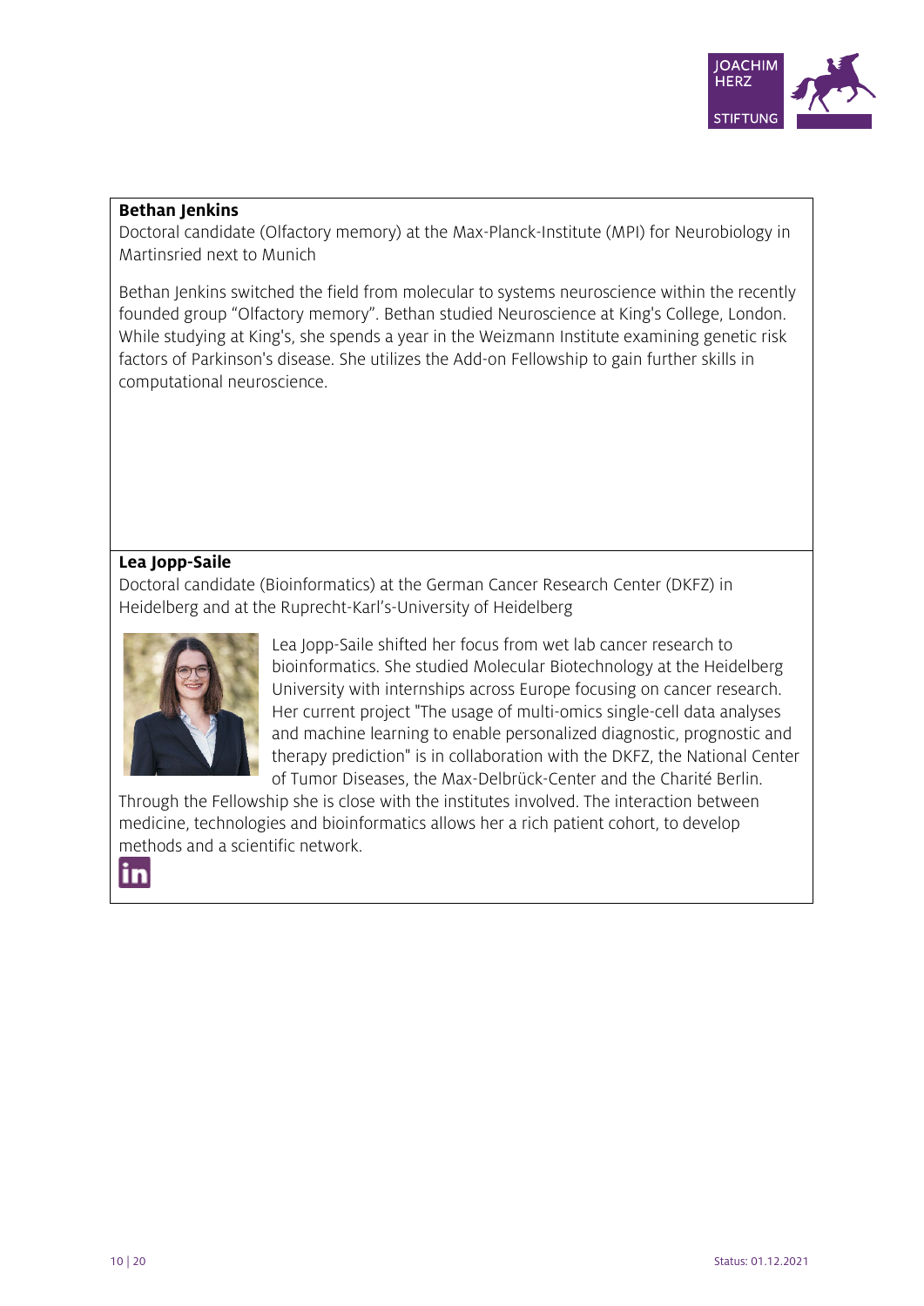**Bethan Jenkins**
Doctoral candidate (Olfactory memory) at the Max-Planck-Institute (MPI) for Neurobiology in Martinsried next to Munich

Bethan Jenkins switched the field from molecular to systems neuroscience within the recently founded group "Olfactory memory". Bethan studied Neuroscience at King's College, London. While studying at King's, she spends a year in the Weizmann Institute examining genetic risk factors of Parkinson's disease. She utilizes the Add-on Fellowship to gain further skills in computational neuroscience.

**Lea Jopp-Saile**
Doctoral candidate (Bioinformatics) at the German Cancer Research Center (DKFZ) in Heidelberg and at the Ruprecht-Karl's-University of Heidelberg

Lea Jopp-Saile shifted her focus from wet lab cancer research to bioinformatics. She studied Molecular Biotechnology at the Heidelberg University with internships across Europe focusing on cancer research. Her current project "The usage of multi-omics single-cell data analyses and machine learning to enable personalized diagnostic, prognostic and therapy prediction" is in collaboration with the DKFZ, the National Center of Tumor Diseases, the Max-Delbrück-Center and the Charité Berlin. Through the Fellowship she is close with the institutes involved. The interaction between medicine, technologies and bioinformatics allows her a rich patient cohort, to develop methods and a scientific network.

Status: 01.12.2021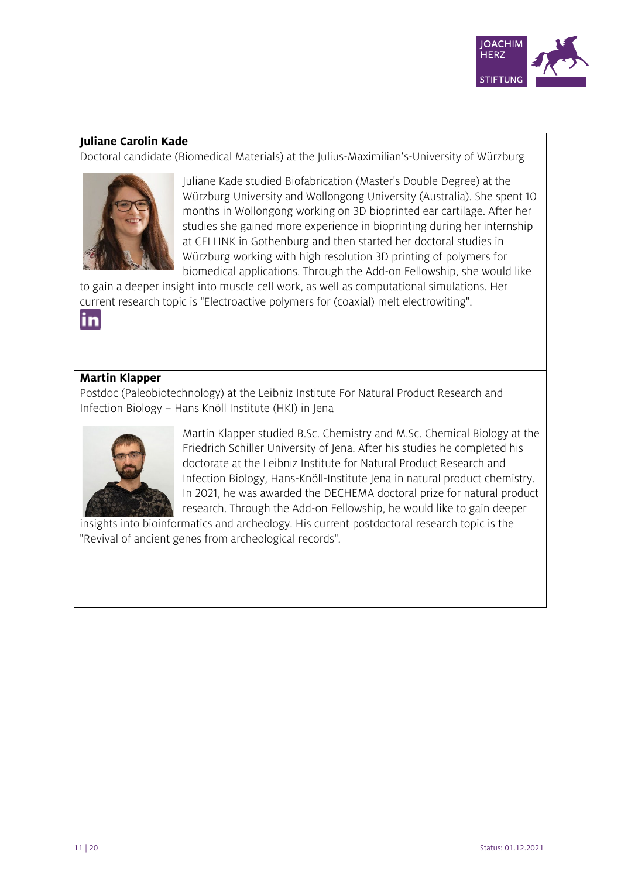**Juliane Carolin Kade**

Doctoral candidate (Biomedical Materials) at the Julius-Maximilian's-University of Würzburg

Juliane Kade studied Biofabrication (Master's Double Degree) at the Würzburg University and Wollongong University (Australia). She spent 10 months in Wollongong working on 3D bioprinted ear cartilage. After her studies she gained more experience in bioprinting during her internship at CELLINK in Gothenburg and then started her doctoral studies in Würzburg working with high resolution 3D printing of polymers for biomedical applications. Through the Add-on Fellowship, she would like to gain a deeper insight into muscle cell work, as well as computational simulations. Her current research topic is "Electroactive polymers for (coaxial) melt electrowiting".

**Martin Klapper**

Postdoc (Paleobiotechnology) at the Leibniz Institute For Natural Product Research and Infection Biology – Hans Knöll Institute (HKI) in Jena

Martin Klapper studied B.Sc. Chemistry and M.Sc. Chemical Biology at the Friedrich Schiller University of Jena. After his studies he completed his doctorate at the Leibniz Institute for Natural Product Research and Infection Biology, Hans-Knöll-Institute Jena in natural product chemistry. In 2021, he was awarded the DECHEMA doctoral prize for natural product research. Through the Add-on Fellowship, he would like to gain deeper insights into bioinformatics and archeology. His current postdoctoral research topic is the "Revival of ancient genes from archeological records".

Status: 01.12.2021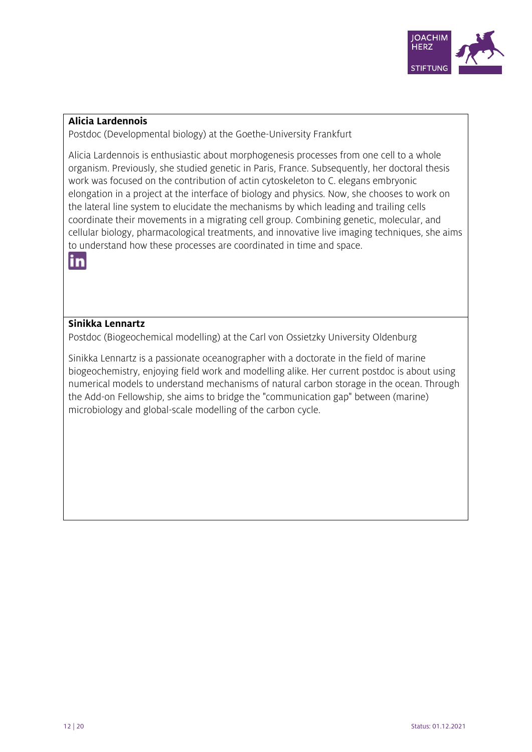**Alicia Lardennois**

Postdoc (Developmental biology) at the Goethe-University Frankfurt

Alicia Lardennois is enthusiastic about morphogenesis processes from one cell to a whole organism. Previously, she studied genetic in Paris, France. Subsequently, her doctoral thesis work was focused on the contribution of actin cytoskeleton to C. elegans embryonic elongation in a project at the interface of biology and physics. Now, she chooses to work on the lateral line system to elucidate the mechanisms by which leading and trailing cells coordinate their movements in a migrating cell group. Combining genetic, molecular, and cellular biology, pharmacological treatments, and innovative live imaging techniques, she aims to understand how these processes are coordinated in time and space.

**Sinikka Lennartz**

Postdoc (Biogeochemical modelling) at the Carl von Ossietzky University Oldenburg

Sinikka Lennartz is a passionate oceanographer with a doctorate in the field of marine biogeochemistry, enjoying field work and modelling alike. Her current postdoc is about using numerical models to understand mechanisms of natural carbon storage in the ocean. Through the Add-on Fellowship, she aims to bridge the "communication gap" between (marine) microbiology and global-scale modelling of the carbon cycle.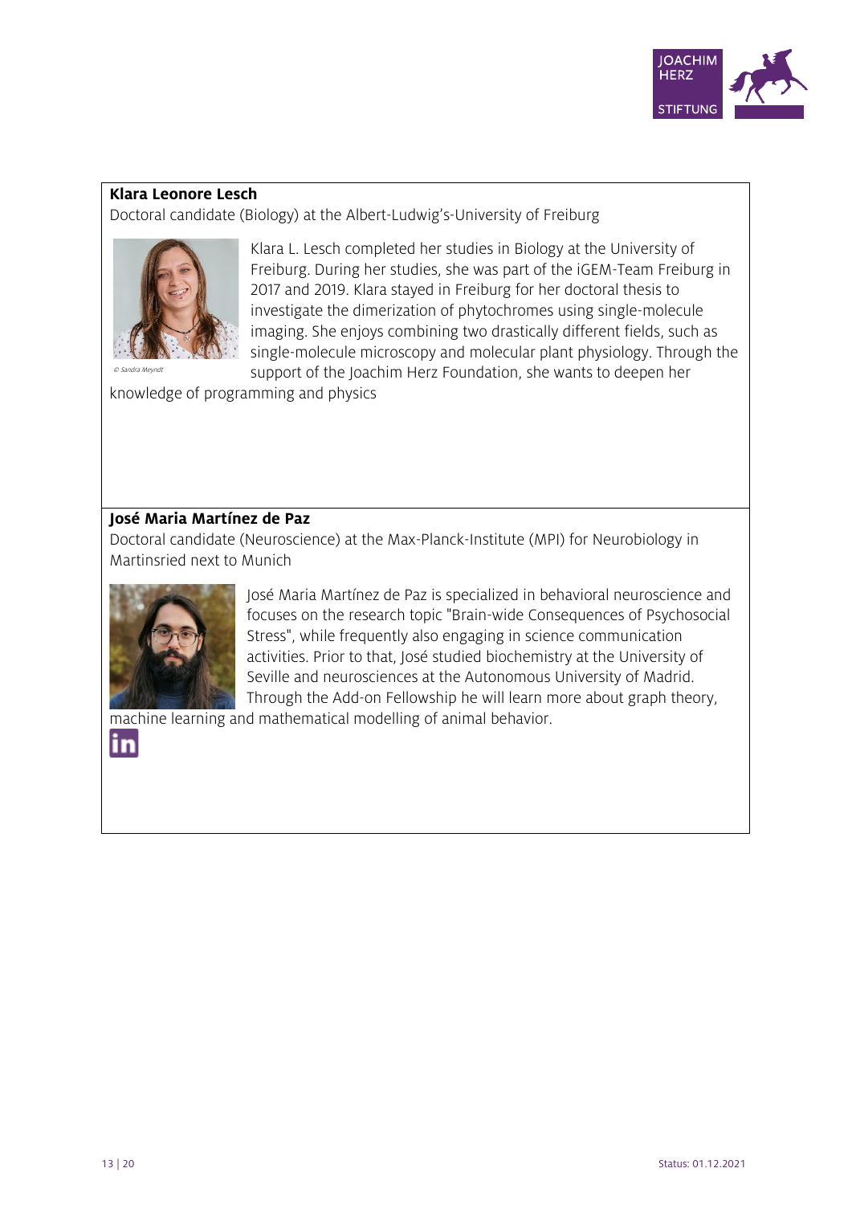**Klara Leonore Lesch**

Doctoral candidate (Biology) at the Albert-Ludwig's-University of Freiburg

© Sandra Meyndt

Klara L. Lesch completed her studies in Biology at the University of Freiburg. During her studies, she was part of the iGEM-Team Freiburg in 2017 and 2019. Klara stayed in Freiburg for her doctoral thesis to investigate the dimerization of phytochromes using single-molecule imaging. She enjoys combining two drastically different fields, such as single-molecule microscopy and molecular plant physiology. Through the support of the Joachim Herz Foundation, she wants to deepen her knowledge of programming and physics

**José Maria Martínez de Paz**

Doctoral candidate (Neuroscience) at the Max-Planck-Institute (MPI) for Neurobiology in Martinsried next to Munich

José Maria Martínez de Paz is specialized in behavioral neuroscience and focuses on the research topic "Brain-wide Consequences of Psychosocial Stress", while frequently also engaging in science communication activities. Prior to that, José studied biochemistry at the University of Seville and neurosciences at the Autonomous University of Madrid. Through the Add-on Fellowship he will learn more about graph theory, machine learning and mathematical modelling of animal behavior.

Status: 01.12.2021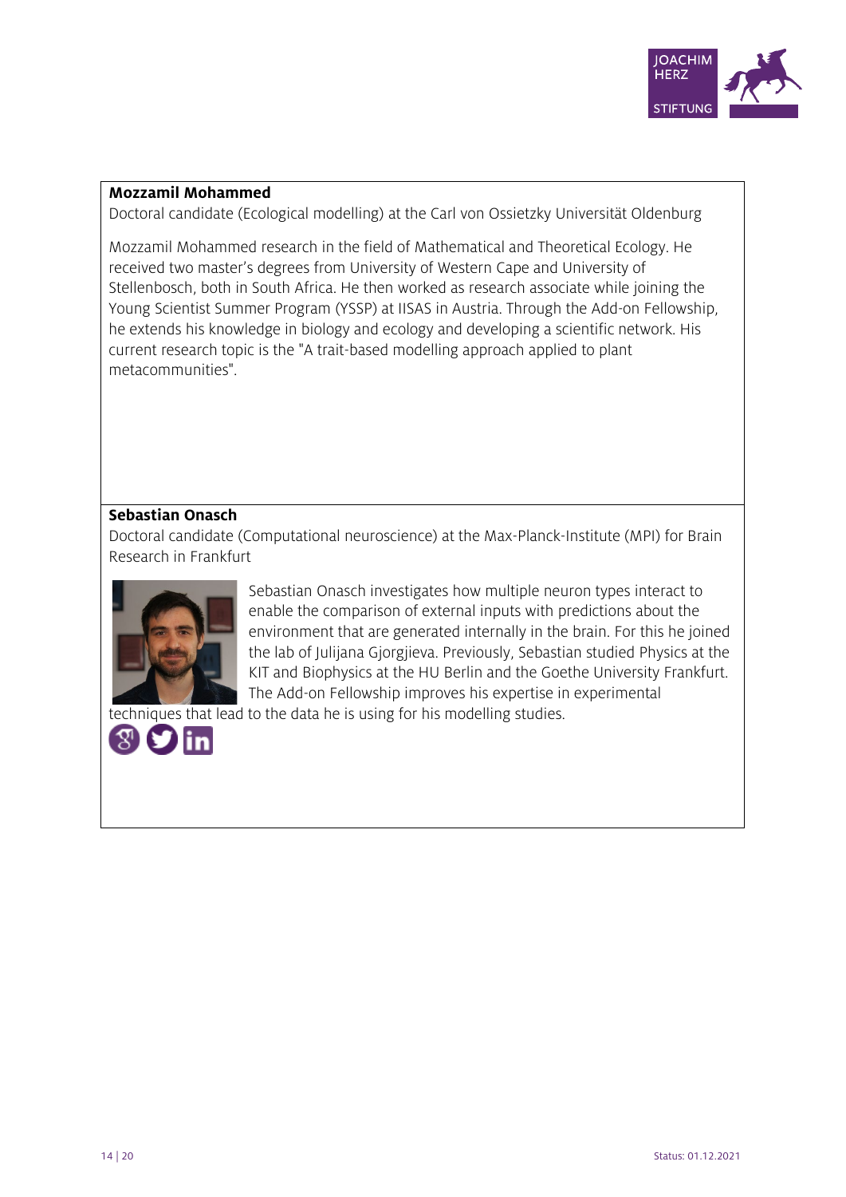**Mozzamil Mohammed**

Doctoral candidate (Ecological modelling) at the Carl von Ossietzky Universität Oldenburg

Mozzamil Mohammed research in the field of Mathematical and Theoretical Ecology. He received two master's degrees from University of Western Cape and University of Stellenbosch, both in South Africa. He then worked as research associate while joining the Young Scientist Summer Program (YSSP) at IISAS in Austria. Through the Add-on Fellowship, he extends his knowledge in biology and ecology and developing a scientific network. His current research topic is the "A trait-based modelling approach applied to plant metacommunities".

**Sebastian Onasch**

Doctoral candidate (Computational neuroscience) at the Max-Planck-Institute (MPI) for Brain Research in Frankfurt

Sebastian Onasch investigates how multiple neuron types interact to enable the comparison of external inputs with predictions about the environment that are generated internally in the brain. For this he joined the lab of Julijana Gjorgjieva. Previously, Sebastian studied Physics at the KIT and Biophysics at the HU Berlin and the Goethe University Frankfurt. The Add-on Fellowship improves his expertise in experimental techniques that lead to the data he is using for his modelling studies.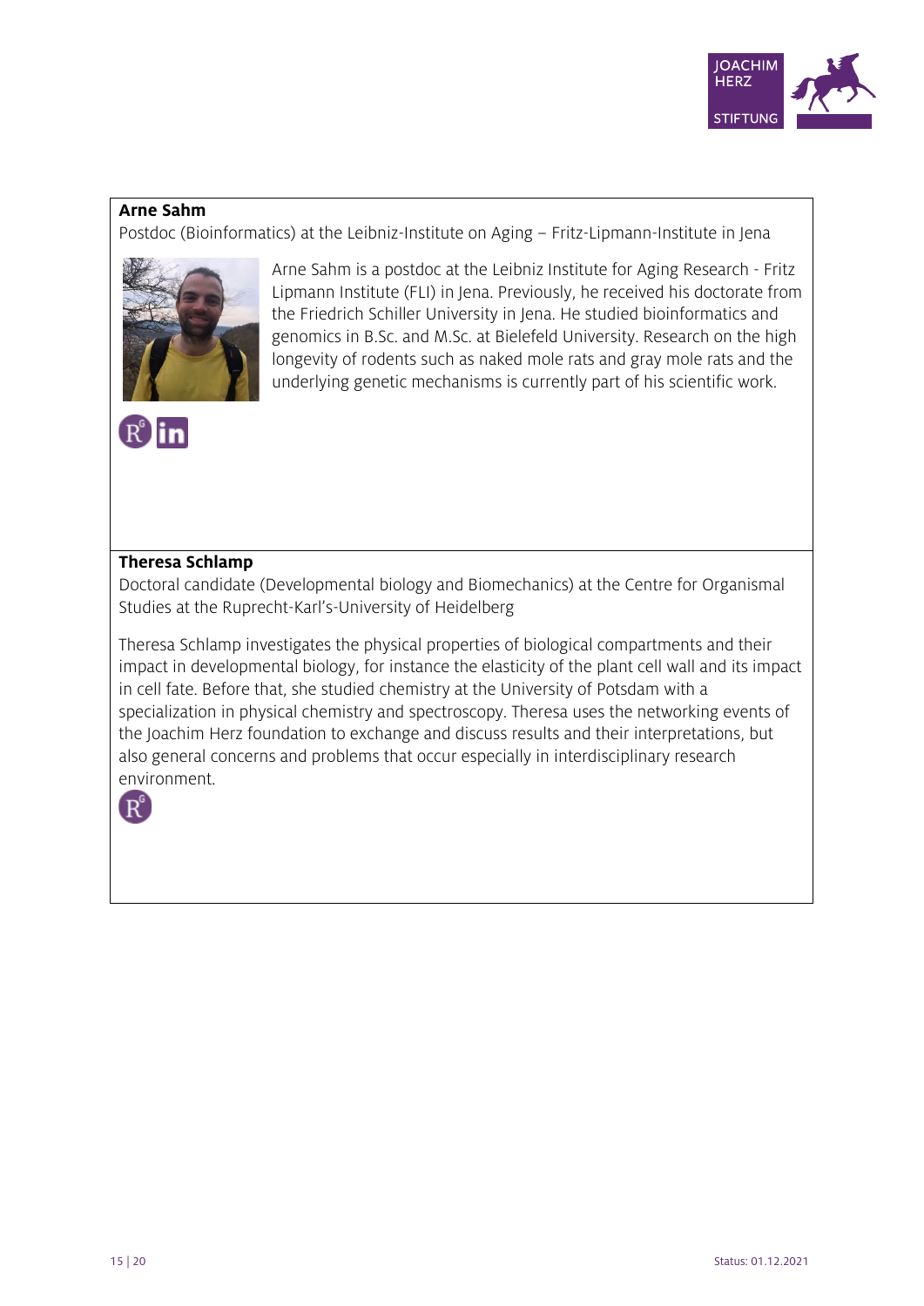**Arne Sahm**

Postdoc (Bioinformatics) at the Leibniz-Institute on Aging – Fritz-Lipmann-Institute in Jena

Arne Sahm is a postdoc at the Leibniz Institute for Aging Research - Fritz Lipmann Institute (FLI) in Jena. Previously, he received his doctorate from the Friedrich Schiller University in Jena. He studied bioinformatics and genomics in B.Sc. and M.Sc. at Bielefeld University. Research on the high longevity of rodents such as naked mole rats and gray mole rats and the underlying genetic mechanisms is currently part of his scientific work.

**Theresa Schlamp**

Doctoral candidate (Developmental biology and Biomechanics) at the Centre for Organismal Studies at the Ruprecht-Karl's-University of Heidelberg

Theresa Schlamp investigates the physical properties of biological compartments and their impact in developmental biology, for instance the elasticity of the plant cell wall and its impact in cell fate. Before that, she studied chemistry at the University of Potsdam with a specialization in physical chemistry and spectroscopy. Theresa uses the networking events of the Joachim Herz foundation to exchange and discuss results and their interpretations, but also general concerns and problems that occur especially in interdisciplinary research environment.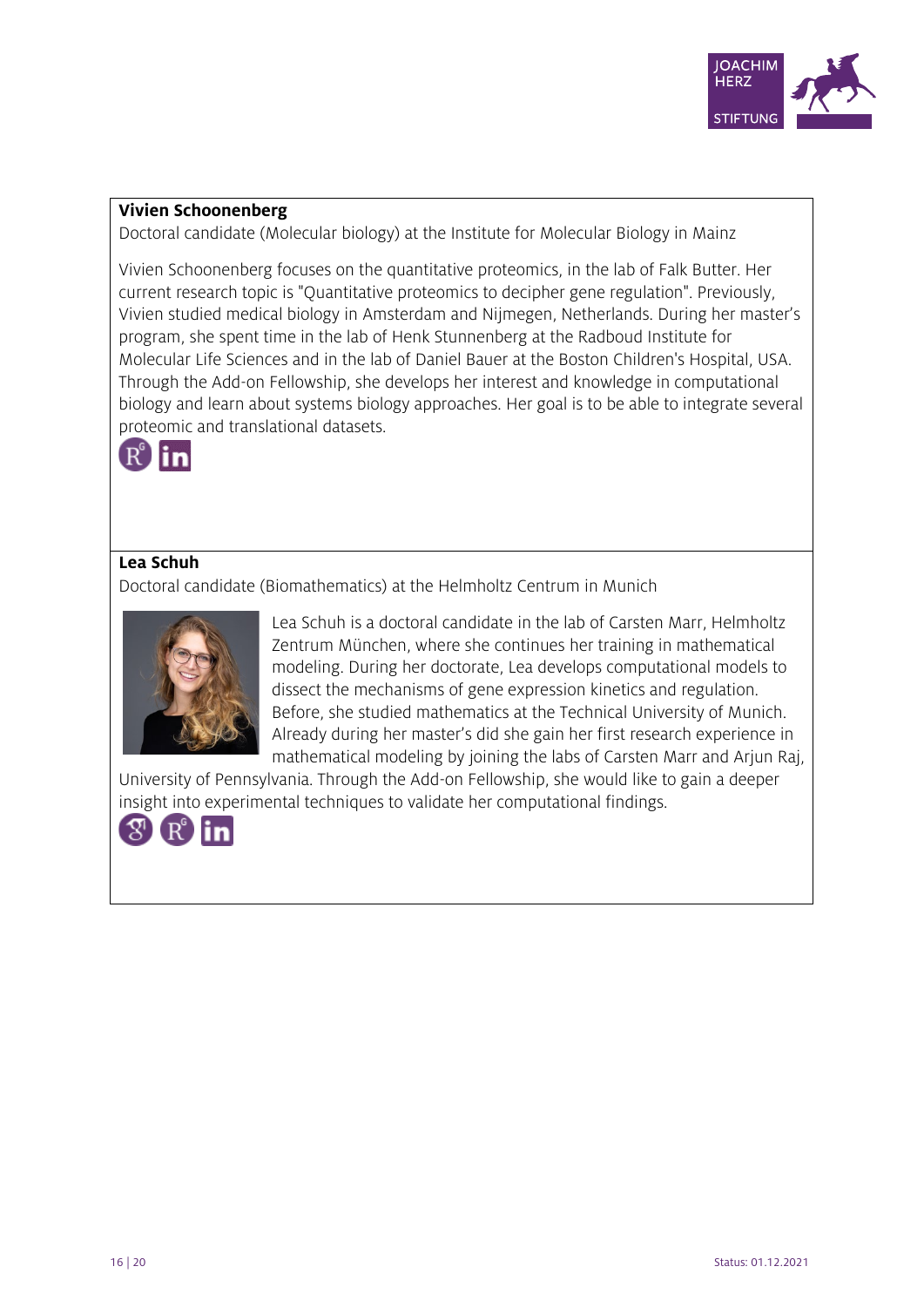**Vivien Schoonenberg**

Doctoral candidate (Molecular biology) at the Institute for Molecular Biology in Mainz

Vivien Schoonenberg focuses on the quantitative proteomics, in the lab of Falk Butter. Her current research topic is "Quantitative proteomics to decipher gene regulation". Previously, Vivien studied medical biology in Amsterdam and Nijmegen, Netherlands. During her master's program, she spent time in the lab of Henk Stunnenberg at the Radboud Institute for Molecular Life Sciences and in the lab of Daniel Bauer at the Boston Children's Hospital, USA. Through the Add-on Fellowship, she develops her interest and knowledge in computational biology and learn about systems biology approaches. Her goal is to be able to integrate several proteomic and translational datasets.

**Lea Schuh**

Doctoral candidate (Biomathematics) at the Helmholtz Centrum in Munich

Lea Schuh is a doctoral candidate in the lab of Carsten Marr, Helmholtz Zentrum München, where she continues her training in mathematical modeling. During her doctorate, Lea develops computational models to dissect the mechanisms of gene expression kinetics and regulation. Before, she studied mathematics at the Technical University of Munich. Already during her master's did she gain her first research experience in mathematical modeling by joining the labs of Carsten Marr and Arjun Raj, University of Pennsylvania. Through the Add-on Fellowship, she would like to gain a deeper insight into experimental techniques to validate her computational findings.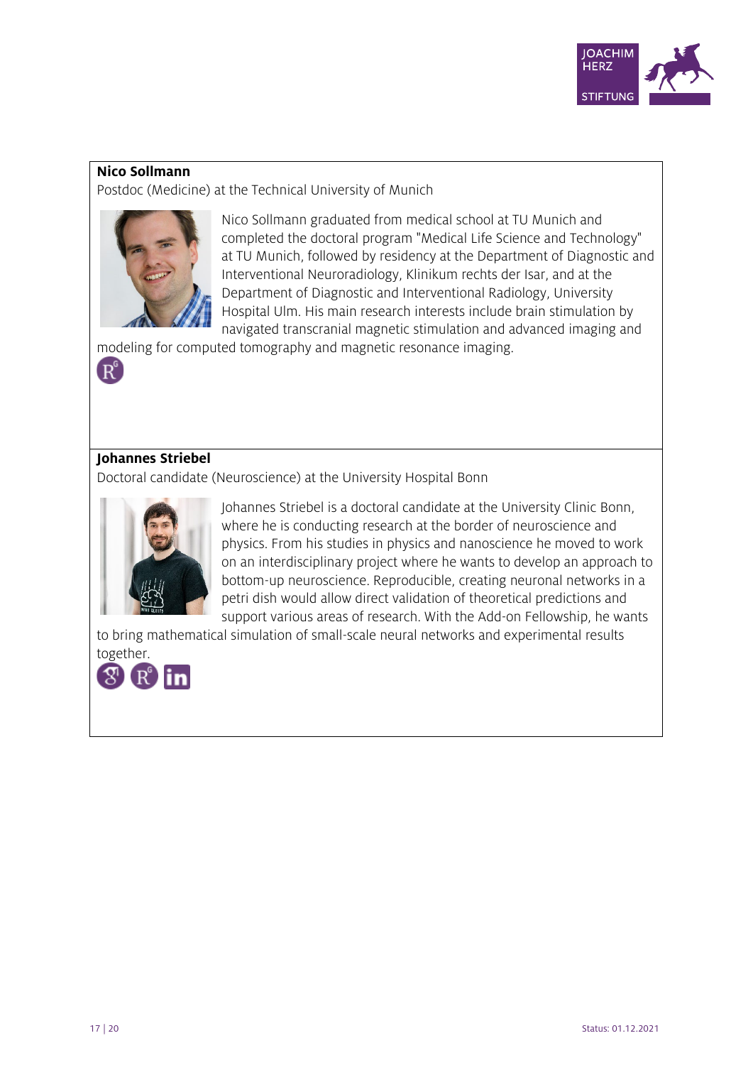**Nico Sollmann**

Postdoc (Medicine) at the Technical University of Munich

Nico Sollmann graduated from medical school at TU Munich and completed the doctoral program "Medical Life Science and Technology" at TU Munich, followed by residency at the Department of Diagnostic and Interventional Neuroradiology, Klinikum rechts der Isar, and at the Department of Diagnostic and Interventional Radiology, University Hospital Ulm. His main research interests include brain stimulation by navigated transcranial magnetic stimulation and advanced imaging and modeling for computed tomography and magnetic resonance imaging.

**Johannes Striebel**

Doctoral candidate (Neuroscience) at the University Hospital Bonn

Johannes Striebel is a doctoral candidate at the University Clinic Bonn, where he is conducting research at the border of neuroscience and physics. From his studies in physics and nanoscience he moved to work on an interdisciplinary project where he wants to develop an approach to bottom-up neuroscience. Reproducible, creating neuronal networks in a petri dish would allow direct validation of theoretical predictions and support various areas of research. With the Add-on Fellowship, he wants to bring mathematical simulation of small-scale neural networks and experimental results together.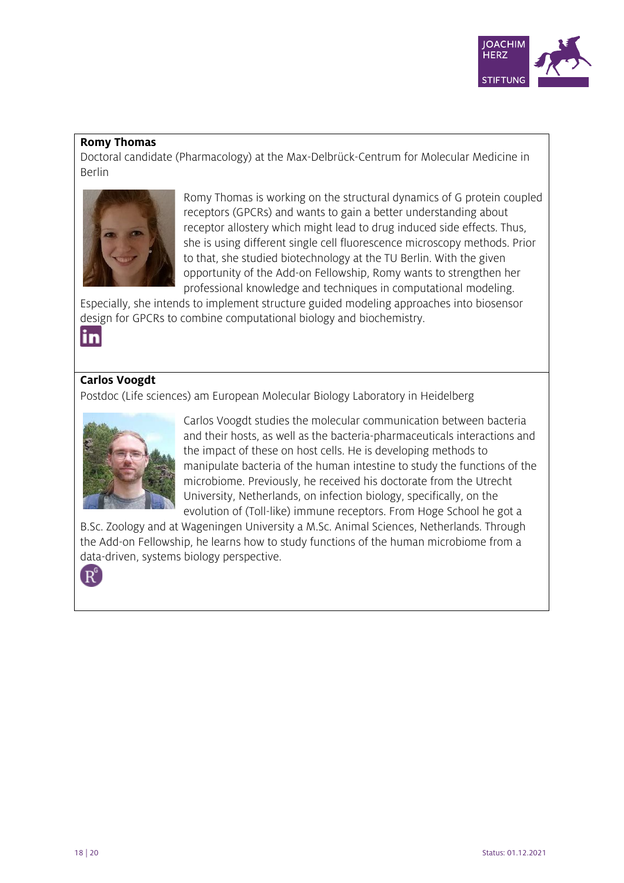**Romy Thomas**
Doctoral candidate (Pharmacology) at the Max-Delbrück-Centrum for Molecular Medicine in Berlin

Romy Thomas is working on the structural dynamics of G protein coupled receptors (GPCRs) and wants to gain a better understanding about receptor allostery which might lead to drug induced side effects. Thus, she is using different single cell fluorescence microscopy methods. Prior to that, she studied biotechnology at the TU Berlin. With the given opportunity of the Add-on Fellowship, Romy wants to strengthen her professional knowledge and techniques in computational modeling. Especially, she intends to implement structure guided modeling approaches into biosensor design for GPCRs to combine computational biology and biochemistry.

**Carlos Voogdt**
Postdoc (Life sciences) am European Molecular Biology Laboratory in Heidelberg

Carlos Voogdt studies the molecular communication between bacteria and their hosts, as well as the bacteria-pharmaceuticals interactions and the impact of these on host cells. He is developing methods to manipulate bacteria of the human intestine to study the functions of the microbiome. Previously, he received his doctorate from the Utrecht University, Netherlands, on infection biology, specifically, on the evolution of (Toll-like) immune receptors. From Hoge School he got a B.Sc. Zoology and at Wageningen University a M.Sc. Animal Sciences, Netherlands. Through the Add-on Fellowship, he learns how to study functions of the human microbiome from a data-driven, systems biology perspective.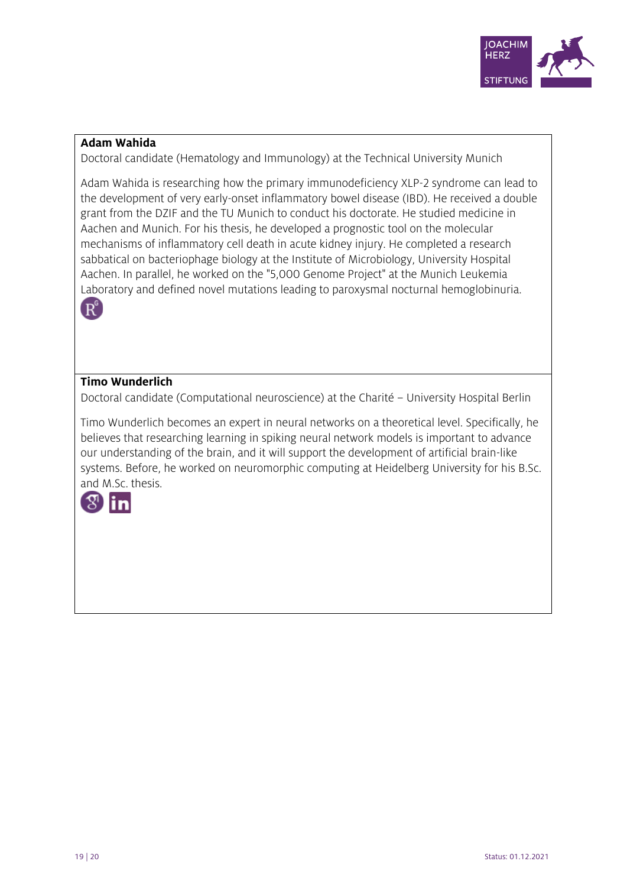**Adam Wahida**

Doctoral candidate (Hematology and Immunology) at the Technical University Munich

Adam Wahida is researching how the primary immunodeficiency XLP-2 syndrome can lead to the development of very early-onset inflammatory bowel disease (IBD). He received a double grant from the DZIF and the TU Munich to conduct his doctorate. He studied medicine in Aachen and Munich. For his thesis, he developed a prognostic tool on the molecular mechanisms of inflammatory cell death in acute kidney injury. He completed a research sabbatical on bacteriophage biology at the Institute of Microbiology, University Hospital Aachen. In parallel, he worked on the "5,000 Genome Project" at the Munich Leukemia Laboratory and defined novel mutations leading to paroxysmal nocturnal hemoglobinuria.

**Timo Wunderlich**

Doctoral candidate (Computational neuroscience) at the Charité – University Hospital Berlin

Timo Wunderlich becomes an expert in neural networks on a theoretical level. Specifically, he believes that researching learning in spiking neural network models is important to advance our understanding of the brain, and it will support the development of artificial brain-like systems. Before, he worked on neuromorphic computing at Heidelberg University for his B.Sc. and M.Sc. thesis.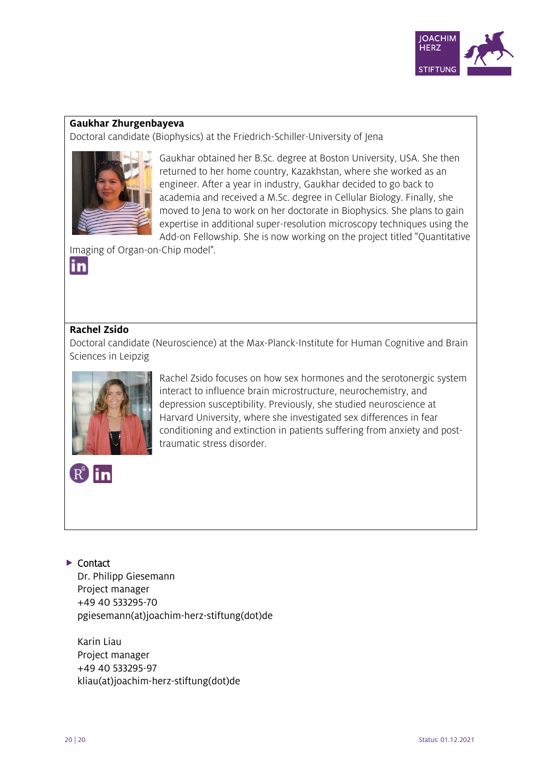**Gaukhar Zhurgenbayeva**

Doctoral candidate (Biophysics) at the Friedrich-Schiller-University of Jena

Gaukhar obtained her B.Sc. degree at Boston University, USA. She then returned to her home country, Kazakhstan, where she worked as an engineer. After a year in industry, Gaukhar decided to go back to academia and received a M.Sc. degree in Cellular Biology. Finally, she moved to Jena to work on her doctorate in Biophysics. She plans to gain expertise in additional super-resolution microscopy techniques using the Add-on Fellowship. She is now working on the project titled "Quantitative Imaging of Organ-on-Chip model".

**Rachel Zsido**

Doctoral candidate (Neuroscience) at the Max-Planck-Institute for Human Cognitive and Brain Sciences in Leipzig

Rachel Zsido focuses on how sex hormones and the serotonergic system interact to influence brain microstructure, neurochemistry, and depression susceptibility. Previously, she studied neuroscience at Harvard University, where she investigated sex differences in fear conditioning and extinction in patients suffering from anxiety and post-traumatic stress disorder.

▸ Contact

Dr. Philipp Giesemann
Project manager
+49 40 533295-70
pgiesemann(at)joachim-herz-stiftung(dot)de

Karin Liau
Project manager
+49 40 533295-97
kliau(at)joachim-herz-stiftung(dot)de

Status: 01.12.2021